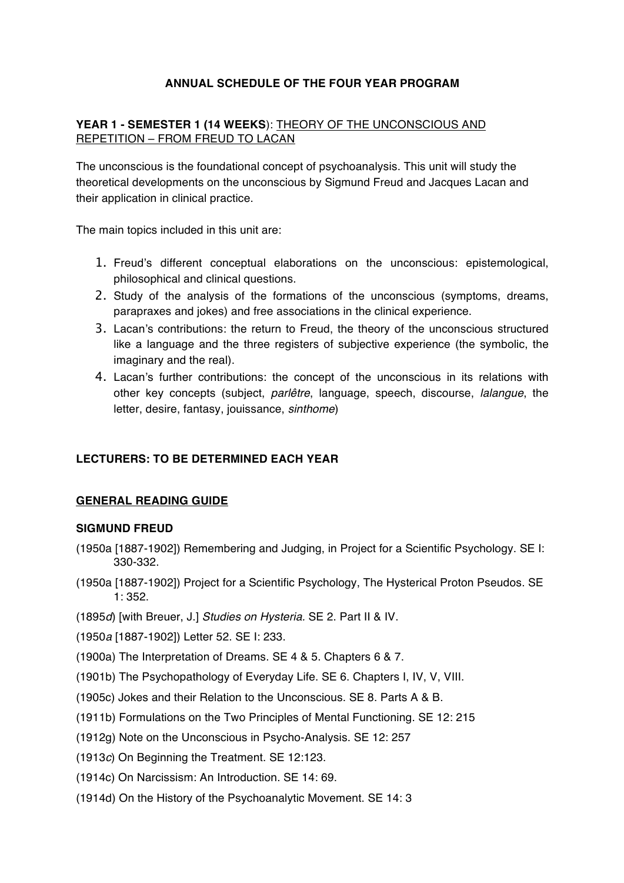**ANNUAL SCHEDULE OF THE FOUR YEAR PROGRAM**

**YEAR 1 - SEMESTER 1 (14 WEEKS**): THEORY OF THE UNCONSCIOUS AND REPETITION – FROM FREUD TO LACAN

The unconscious is the foundational concept of psychoanalysis. This unit will study the theoretical developments on the unconscious by Sigmund Freud and Jacques Lacan and their application in clinical practice.

The main topics included in this unit are:

1. Freud's different conceptual elaborations on the unconscious: epistemological, philosophical and clinical questions.
2. Study of the analysis of the formations of the unconscious (symptoms, dreams, parapraxes and jokes) and free associations in the clinical experience.
3. Lacan's contributions: the return to Freud, the theory of the unconscious structured like a language and the three registers of subjective experience (the symbolic, the imaginary and the real).
4. Lacan's further contributions: the concept of the unconscious in its relations with other key concepts (subject, *parlêtre*, language, speech, discourse, *lalangue*, the letter, desire, fantasy, jouissance, *sinthome*)

**LECTURERS: TO BE DETERMINED EACH YEAR**

**GENERAL READING GUIDE**

**SIGMUND FREUD**

(1950a [1887-1902]) Remembering and Judging, in Project for a Scientific Psychology. SE I: 330-332.

(1950a [1887-1902]) Project for a Scientific Psychology, The Hysterical Proton Pseudos. SE 1: 352.

(1895*d*) [with Breuer, J.] *Studies on Hysteria*. SE 2. Part II & IV.

(1950*a* [1887-1902]) Letter 52. SE I: 233.

(1900a) The Interpretation of Dreams. SE 4 & 5. Chapters 6 & 7.

(1901b) The Psychopathology of Everyday Life. SE 6. Chapters I, IV, V, VIII.

(1905c) Jokes and their Relation to the Unconscious. SE 8. Parts A & B.

(1911b) Formulations on the Two Principles of Mental Functioning. SE 12: 215

(1912g) Note on the Unconscious in Psycho-Analysis. SE 12: 257

(1913*c*) On Beginning the Treatment. SE 12:123.

(1914c) On Narcissism: An Introduction. SE 14: 69.

(1914d) On the History of the Psychoanalytic Movement. SE 14: 3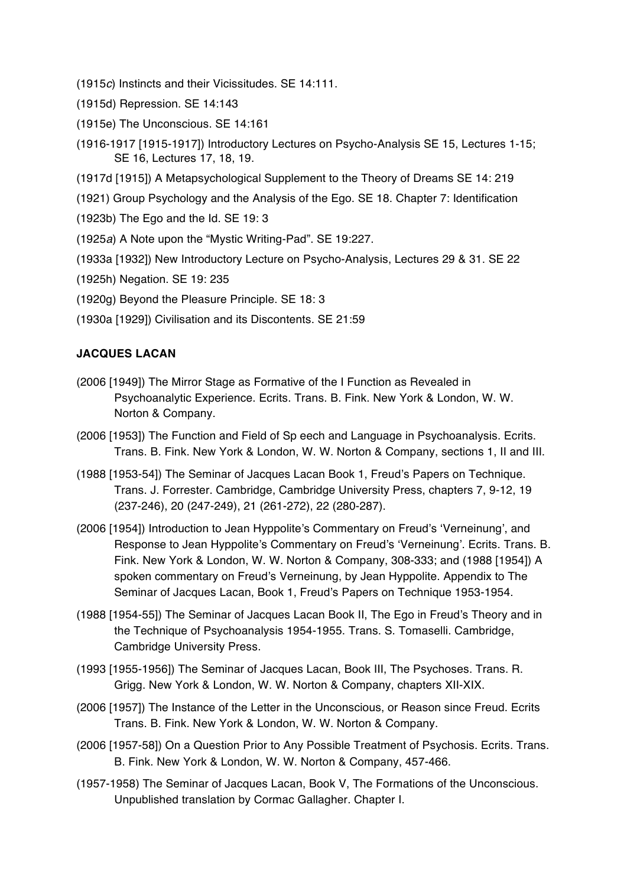(1915*c*) Instincts and their Vicissitudes. SE 14:111.

(1915d) Repression. SE 14:143

(1915e) The Unconscious. SE 14:161

(1916-1917 [1915-1917]) Introductory Lectures on Psycho-Analysis SE 15, Lectures 1-15; SE 16, Lectures 17, 18, 19.

(1917d [1915]) A Metapsychological Supplement to the Theory of Dreams SE 14: 219

(1921) Group Psychology and the Analysis of the Ego. SE 18. Chapter 7: Identification

(1923b) The Ego and the Id. SE 19: 3

(1925*a*) A Note upon the "Mystic Writing-Pad". SE 19:227.

(1933a [1932]) New Introductory Lecture on Psycho-Analysis, Lectures 29 & 31. SE 22

(1925h) Negation. SE 19: 235

(1920g) Beyond the Pleasure Principle. SE 18: 3

(1930a [1929]) Civilisation and its Discontents. SE 21:59

**JACQUES LACAN**

(2006 [1949]) The Mirror Stage as Formative of the I Function as Revealed in Psychoanalytic Experience. Ecrits. Trans. B. Fink. New York & London, W. W. Norton & Company.

(2006 [1953]) The Function and Field of Sp eech and Language in Psychoanalysis. Ecrits. Trans. B. Fink. New York & London, W. W. Norton & Company, sections 1, II and III.

(1988 [1953-54]) The Seminar of Jacques Lacan Book 1, Freud's Papers on Technique. Trans. J. Forrester. Cambridge, Cambridge University Press, chapters 7, 9-12, 19 (237-246), 20 (247-249), 21 (261-272), 22 (280-287).

(2006 [1954]) Introduction to Jean Hyppolite's Commentary on Freud's 'Verneinung', and Response to Jean Hyppolite's Commentary on Freud's 'Verneinung'. Ecrits. Trans. B. Fink. New York & London, W. W. Norton & Company, 308-333; and (1988 [1954]) A spoken commentary on Freud's Verneinung, by Jean Hyppolite. Appendix to The Seminar of Jacques Lacan, Book 1, Freud's Papers on Technique 1953-1954.

(1988 [1954-55]) The Seminar of Jacques Lacan Book II, The Ego in Freud's Theory and in the Technique of Psychoanalysis 1954-1955. Trans. S. Tomaselli. Cambridge, Cambridge University Press.

(1993 [1955-1956]) The Seminar of Jacques Lacan, Book III, The Psychoses. Trans. R. Grigg. New York & London, W. W. Norton & Company, chapters XII-XIX.

(2006 [1957]) The Instance of the Letter in the Unconscious, or Reason since Freud. Ecrits Trans. B. Fink. New York & London, W. W. Norton & Company.

(2006 [1957-58]) On a Question Prior to Any Possible Treatment of Psychosis. Ecrits. Trans. B. Fink. New York & London, W. W. Norton & Company, 457-466.

(1957-1958) The Seminar of Jacques Lacan, Book V, The Formations of the Unconscious. Unpublished translation by Cormac Gallagher. Chapter I.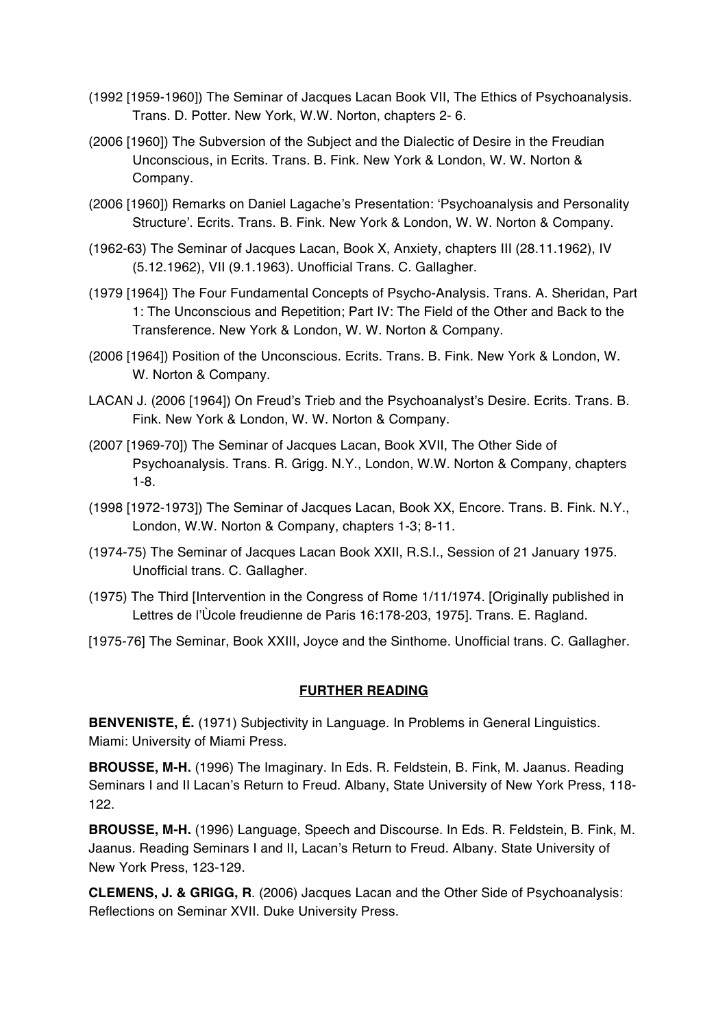(1992 [1959-1960]) The Seminar of Jacques Lacan Book VII, The Ethics of Psychoanalysis. Trans. D. Potter. New York, W.W. Norton, chapters 2- 6.

(2006 [1960]) The Subversion of the Subject and the Dialectic of Desire in the Freudian Unconscious, in Ecrits. Trans. B. Fink. New York & London, W. W. Norton & Company.

(2006 [1960]) Remarks on Daniel Lagache's Presentation: 'Psychoanalysis and Personality Structure'. Ecrits. Trans. B. Fink. New York & London, W. W. Norton & Company.

(1962-63) The Seminar of Jacques Lacan, Book X, Anxiety, chapters III (28.11.1962), IV (5.12.1962), VII (9.1.1963). Unofficial Trans. C. Gallagher.

(1979 [1964]) The Four Fundamental Concepts of Psycho-Analysis. Trans. A. Sheridan, Part 1: The Unconscious and Repetition; Part IV: The Field of the Other and Back to the Transference. New York & London, W. W. Norton & Company.

(2006 [1964]) Position of the Unconscious. Ecrits. Trans. B. Fink. New York & London, W. W. Norton & Company.

LACAN J. (2006 [1964]) On Freud's Trieb and the Psychoanalyst's Desire. Ecrits. Trans. B. Fink. New York & London, W. W. Norton & Company.

(2007 [1969-70]) The Seminar of Jacques Lacan, Book XVII, The Other Side of Psychoanalysis. Trans. R. Grigg. N.Y., London, W.W. Norton & Company, chapters 1-8.

(1998 [1972-1973]) The Seminar of Jacques Lacan, Book XX, Encore. Trans. B. Fink. N.Y., London, W.W. Norton & Company, chapters 1-3; 8-11.

(1974-75) The Seminar of Jacques Lacan Book XXII, R.S.I., Session of 21 January 1975. Unofficial trans. C. Gallagher.

(1975) The Third [Intervention in the Congress of Rome 1/11/1974. [Originally published in Lettres de l'Ùcole freudienne de Paris 16:178-203, 1975]. Trans. E. Ragland.

[1975-76] The Seminar, Book XXIII, Joyce and the Sinthome. Unofficial trans. C. Gallagher.

## FURTHER READING

**BENVENISTE, É.** (1971) Subjectivity in Language. In Problems in General Linguistics. Miami: University of Miami Press.

**BROUSSE, M-H.** (1996) The Imaginary. In Eds. R. Feldstein, B. Fink, M. Jaanus. Reading Seminars I and II Lacan's Return to Freud. Albany, State University of New York Press, 118-122.

**BROUSSE, M-H.** (1996) Language, Speech and Discourse. In Eds. R. Feldstein, B. Fink, M. Jaanus. Reading Seminars I and II, Lacan's Return to Freud. Albany. State University of New York Press, 123-129.

**CLEMENS, J. & GRIGG, R**. (2006) Jacques Lacan and the Other Side of Psychoanalysis: Reflections on Seminar XVII. Duke University Press.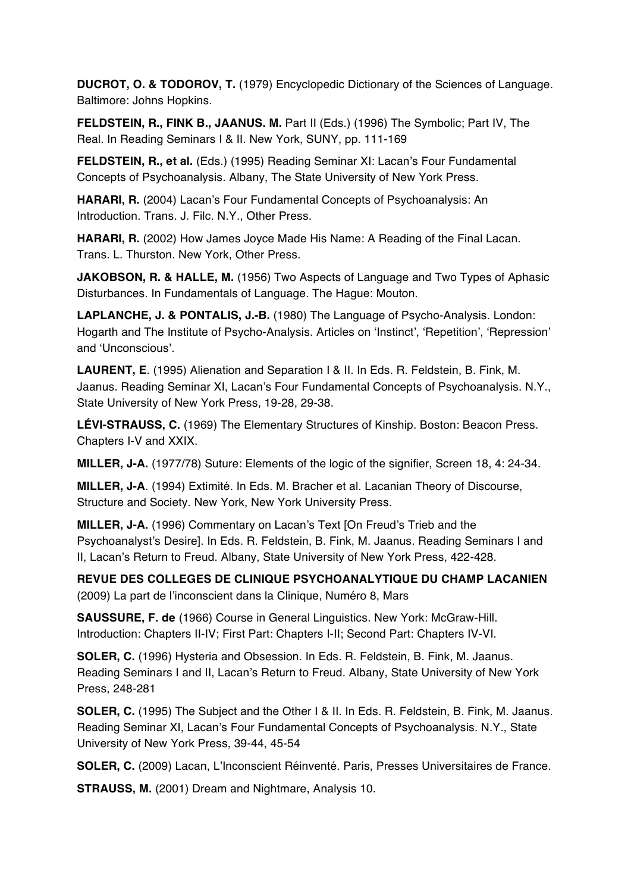**DUCROT, O. & TODOROV, T.** (1979) Encyclopedic Dictionary of the Sciences of Language. Baltimore: Johns Hopkins.

**FELDSTEIN, R., FINK B., JAANUS. M.** Part II (Eds.) (1996) The Symbolic; Part IV, The Real. In Reading Seminars I & II. New York, SUNY, pp. 111-169

**FELDSTEIN, R., et al.** (Eds.) (1995) Reading Seminar XI: Lacan's Four Fundamental Concepts of Psychoanalysis. Albany, The State University of New York Press.

**HARARI, R.** (2004) Lacan's Four Fundamental Concepts of Psychoanalysis: An Introduction. Trans. J. Filc. N.Y., Other Press.

**HARARI, R.** (2002) How James Joyce Made His Name: A Reading of the Final Lacan. Trans. L. Thurston. New York, Other Press.

**JAKOBSON, R. & HALLE, M.** (1956) Two Aspects of Language and Two Types of Aphasic Disturbances. In Fundamentals of Language. The Hague: Mouton.

**LAPLANCHE, J. & PONTALIS, J.-B.** (1980) The Language of Psycho-Analysis. London: Hogarth and The Institute of Psycho-Analysis. Articles on 'Instinct', 'Repetition', 'Repression' and 'Unconscious'.

**LAURENT, E**. (1995) Alienation and Separation I & II. In Eds. R. Feldstein, B. Fink, M. Jaanus. Reading Seminar XI, Lacan's Four Fundamental Concepts of Psychoanalysis. N.Y., State University of New York Press, 19-28, 29-38.

**LÉVI-STRAUSS, C.** (1969) The Elementary Structures of Kinship. Boston: Beacon Press. Chapters I-V and XXIX.

**MILLER, J-A.** (1977/78) Suture: Elements of the logic of the signifier, Screen 18, 4: 24-34.

**MILLER, J-A**. (1994) Extimité. In Eds. M. Bracher et al. Lacanian Theory of Discourse, Structure and Society. New York, New York University Press.

**MILLER, J-A.** (1996) Commentary on Lacan's Text [On Freud's Trieb and the Psychoanalyst's Desire]. In Eds. R. Feldstein, B. Fink, M. Jaanus. Reading Seminars I and II, Lacan's Return to Freud. Albany, State University of New York Press, 422-428.

**REVUE DES COLLEGES DE CLINIQUE PSYCHOANALYTIQUE DU CHAMP LACANIEN** (2009) La part de l'inconscient dans la Clinique, Numéro 8, Mars

**SAUSSURE, F. de** (1966) Course in General Linguistics. New York: McGraw-Hill. Introduction: Chapters II-IV; First Part: Chapters I-II; Second Part: Chapters IV-VI.

**SOLER, C.** (1996) Hysteria and Obsession. In Eds. R. Feldstein, B. Fink, M. Jaanus. Reading Seminars I and II, Lacan's Return to Freud. Albany, State University of New York Press, 248-281

**SOLER, C.** (1995) The Subject and the Other I & II. In Eds. R. Feldstein, B. Fink, M. Jaanus. Reading Seminar XI, Lacan's Four Fundamental Concepts of Psychoanalysis. N.Y., State University of New York Press, 39-44, 45-54

**SOLER, C.** (2009) Lacan, L'Inconscient Réinventé. Paris, Presses Universitaires de France.

**STRAUSS, M.** (2001) Dream and Nightmare, Analysis 10.